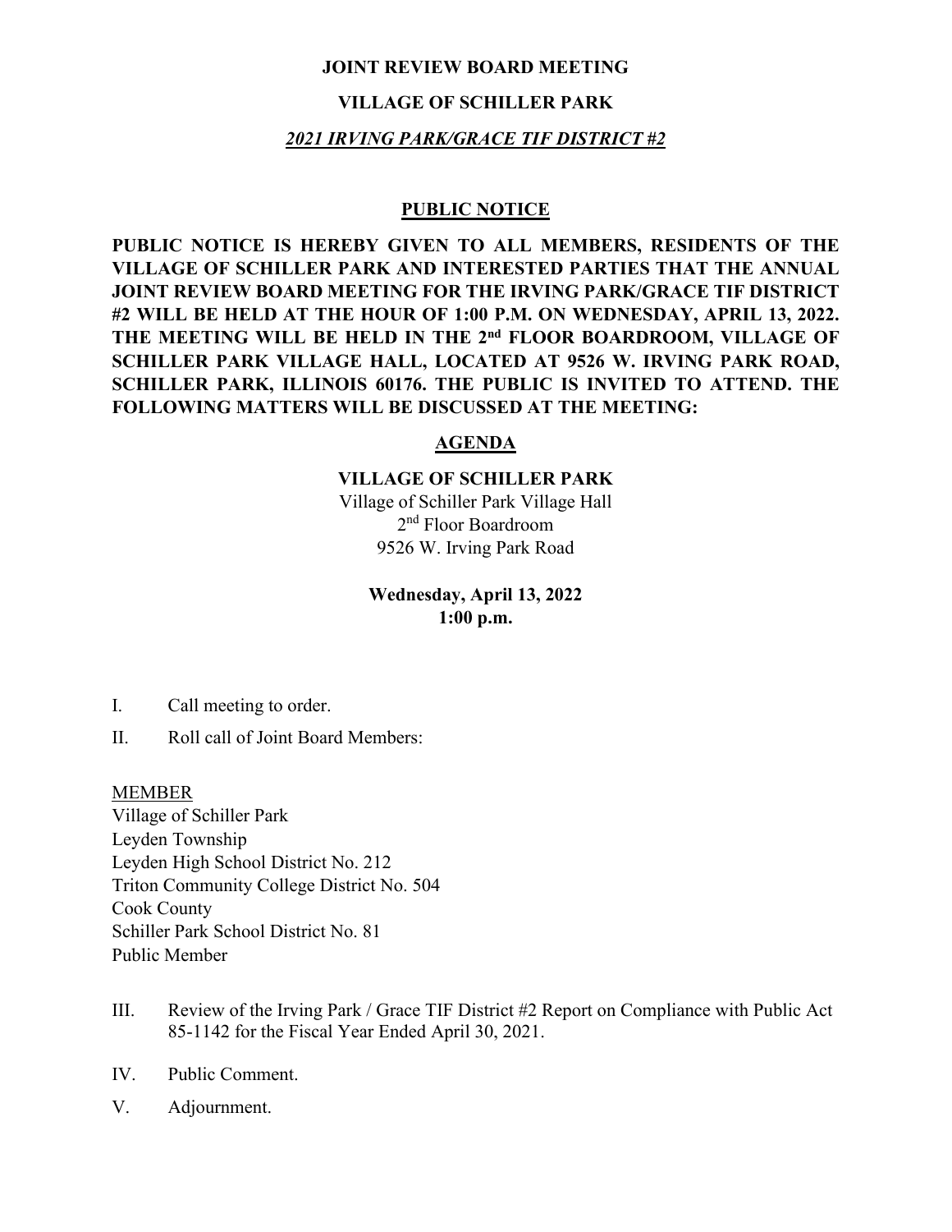**JOINT REVIEW BOARD MEETING**

**VILLAGE OF SCHILLER PARK**

***2021 IRVING PARK/GRACE TIF DISTRICT #2***

## PUBLIC NOTICE

**PUBLIC NOTICE IS HEREBY GIVEN TO ALL MEMBERS, RESIDENTS OF THE VILLAGE OF SCHILLER PARK AND INTERESTED PARTIES THAT THE ANNUAL JOINT REVIEW BOARD MEETING FOR THE IRVING PARK/GRACE TIF DISTRICT #2 WILL BE HELD AT THE HOUR OF 1:00 P.M. ON WEDNESDAY, APRIL 13, 2022. THE MEETING WILL BE HELD IN THE 2nd FLOOR BOARDROOM, VILLAGE OF SCHILLER PARK VILLAGE HALL, LOCATED AT 9526 W. IRVING PARK ROAD, SCHILLER PARK, ILLINOIS 60176. THE PUBLIC IS INVITED TO ATTEND. THE FOLLOWING MATTERS WILL BE DISCUSSED AT THE MEETING:**

## AGENDA

**VILLAGE OF SCHILLER PARK**

Village of Schiller Park Village Hall
2nd Floor Boardroom
9526 W. Irving Park Road

**Wednesday, April 13, 2022**
**1:00 p.m.**

I. Call meeting to order.

II. Roll call of Joint Board Members:

MEMBER

Village of Schiller Park
Leyden Township
Leyden High School District No. 212
Triton Community College District No. 504
Cook County
Schiller Park School District No. 81
Public Member

III. Review of the Irving Park / Grace TIF District #2 Report on Compliance with Public Act 85-1142 for the Fiscal Year Ended April 30, 2021.

IV. Public Comment.

V. Adjournment.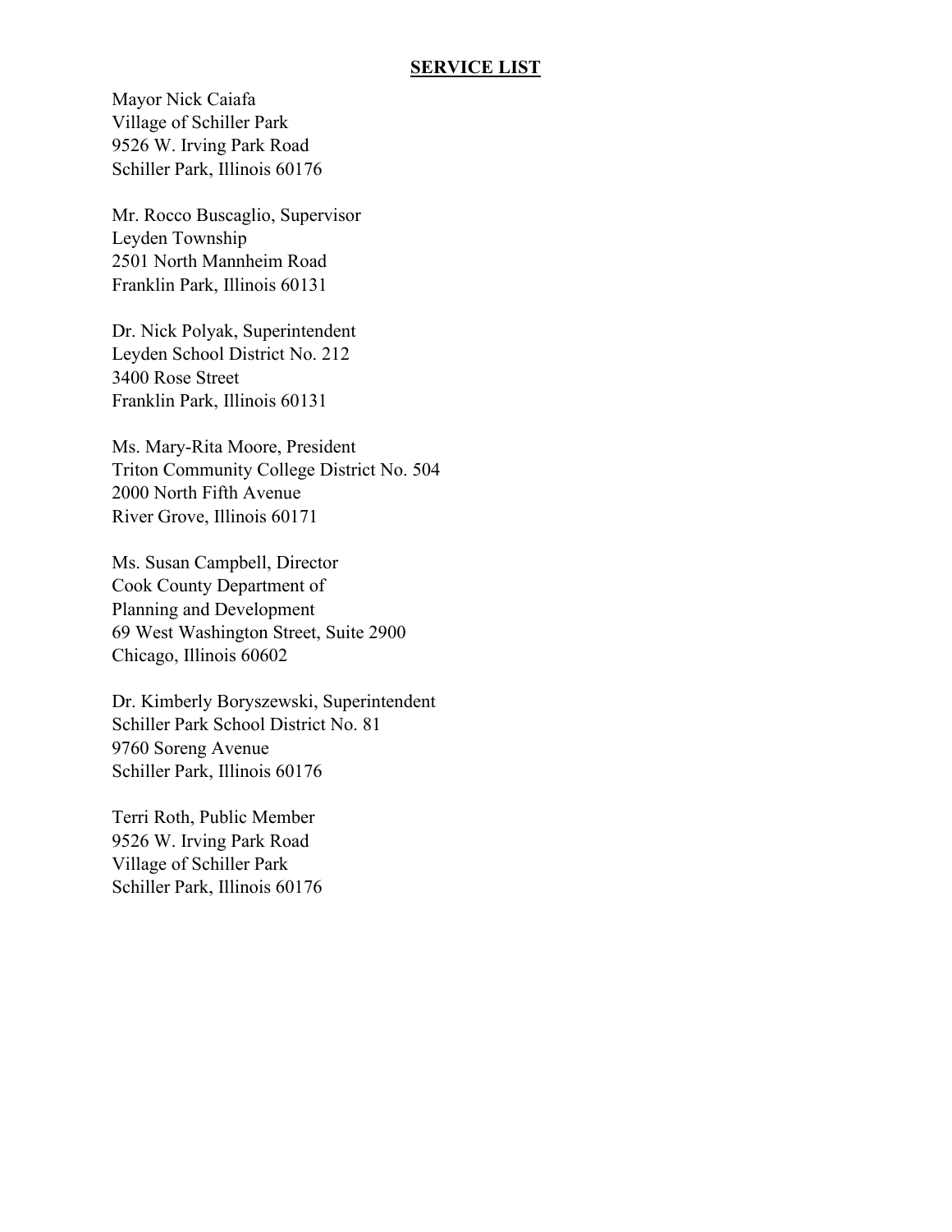**SERVICE LIST**

Mayor Nick Caiafa
Village of Schiller Park
9526 W. Irving Park Road
Schiller Park, Illinois 60176

Mr. Rocco Buscaglio, Supervisor
Leyden Township
2501 North Mannheim Road
Franklin Park, Illinois 60131

Dr. Nick Polyak, Superintendent
Leyden School District No. 212
3400 Rose Street
Franklin Park, Illinois 60131

Ms. Mary-Rita Moore, President
Triton Community College District No. 504
2000 North Fifth Avenue
River Grove, Illinois 60171

Ms. Susan Campbell, Director
Cook County Department of
Planning and Development
69 West Washington Street, Suite 2900
Chicago, Illinois 60602

Dr. Kimberly Boryszewski, Superintendent
Schiller Park School District No. 81
9760 Soreng Avenue
Schiller Park, Illinois 60176

Terri Roth, Public Member
9526 W. Irving Park Road
Village of Schiller Park
Schiller Park, Illinois 60176